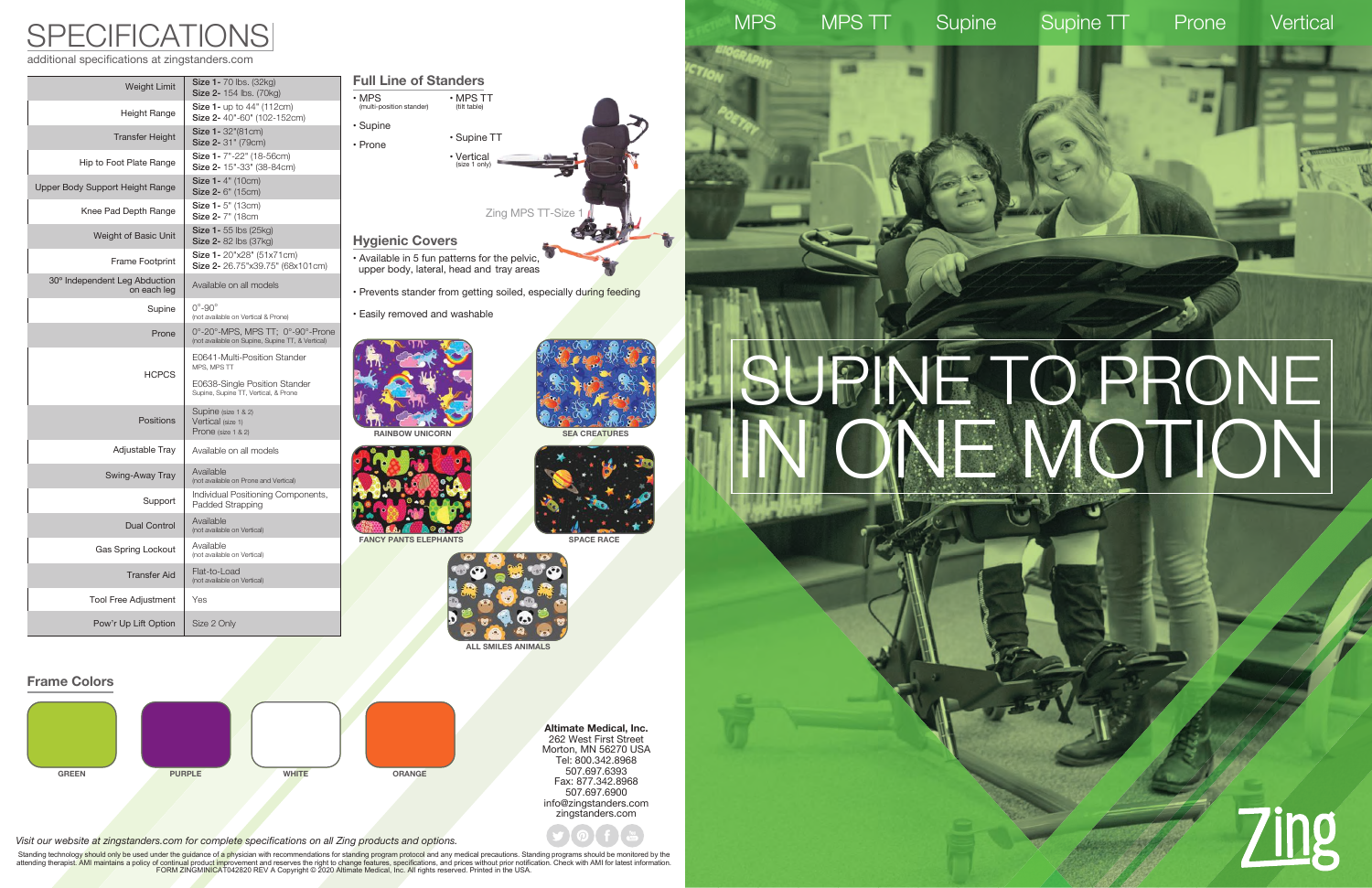# SPECIFICATIONS

additional specifications at zingstanders.com

| | |
|---|---|
| Weight Limit | **Size 1**- 70 lbs. (32kg)<br>**Size 2**- 154 lbs. (70kg) |
| Height Range | **Size 1**- up to 44" (112cm)<br>**Size 2**- 40"-60" (102-152cm) |
| Transfer Height | **Size 1**- 32"(81cm)<br>**Size 2**- 31" (79cm) |
| Hip to Foot Plate Range | **Size 1**- 7"-22" (18-56cm)<br>**Size 2**- 15"-33" (38-84cm) |
| Upper Body Support Height Range | **Size 1**- 4" (10cm)<br>**Size 2**- 6" (15cm) |
| Knee Pad Depth Range | **Size 1**- 5" (13cm)<br>**Size 2**- 7" (18cm |
| Weight of Basic Unit | **Size 1**- 55 lbs (25kg)<br>**Size 2**- 82 lbs (37kg) |
| Frame Footprint | **Size 1**- 20"x28" (51x71cm)<br>**Size 2**- 26.75"x39.75" (68x101cm) |
| 30° Independent Leg Abduction on each leg | Available on all models |
| Supine | 0°-90°<br>(not available on Vertical & Prone) |
| Prone | 0°-20°-MPS, MPS TT; 0°-90°-Prone<br>(not available on Supine, Supine TT, & Vertical) |
| HCPCS | E0641-Multi-Position Stander<br>MPS, MPS TT<br>E0638-Single Position Stander<br>Supine, Supine TT, Vertical, & Prone |
| Positions | Supine (size 1 & 2)<br>Vertical (size 1)<br>Prone (size 1 & 2) |
| Adjustable Tray | Available on all models |
| Swing-Away Tray | Available<br>(not available on Prone and Vertical) |
| Support | Individual Positioning Components, Padded Strapping |
| Dual Control | Available<br>(not available on Vertical) |
| Gas Spring Lockout | Available<br>(not available on Vertical) |
| Transfer Aid | Flat-to-Load<br>(not available on Vertical) |
| Tool Free Adjustment | Yes |
| Pow'r Up Lift Option | Size 2 Only |

## Full Line of Standers

- MPS (multi-position stander)
- MPS TT (tilt table)
- Supine
- Supine TT
- Prone
- Vertical (size 1 only)

Zing MPS TT-Size 1

## Hygienic Covers

- Available in 5 fun patterns for the pelvic, upper body, lateral, head and tray areas
- Prevents stander from getting soiled, especially during feeding
- Easily removed and washable

RAINBOW UNICORN

SEA CREATURES

FANCY PANTS ELEPHANTS

SPACE RACE

ALL SMILES ANIMALS

## Frame Colors

GREEN

PURPLE

WHITE

ORANGE

**Altimate Medical, Inc.**
262 West First Street
Morton, MN 56270 USA
Tel: 800.342.8968
507.697.6393
Fax: 877.342.8968
507.697.6900
info@zingstanders.com
zingstanders.com

*Visit our website at zingstanders.com for complete specifications on all Zing products and options.*

Standing technology should only be used under the guidance of a physician with recommendations for standing program protocol and any medical precautions. Standing programs should be monitored by the attending therapist. AMI maintains a policy of continual product improvement and reserves the right to change features, specifications, and prices without prior notification. Check with AMI for latest information. FORM ZINGMINICAT042820 REV A Copyright © 2020 Altimate Medical, Inc. All rights reserved. Printed in the USA.

MPS | MPS TT | Supine | Supine TT | Prone | Vertical

# SUPINE TO PRONE IN ONE MOTION

Zing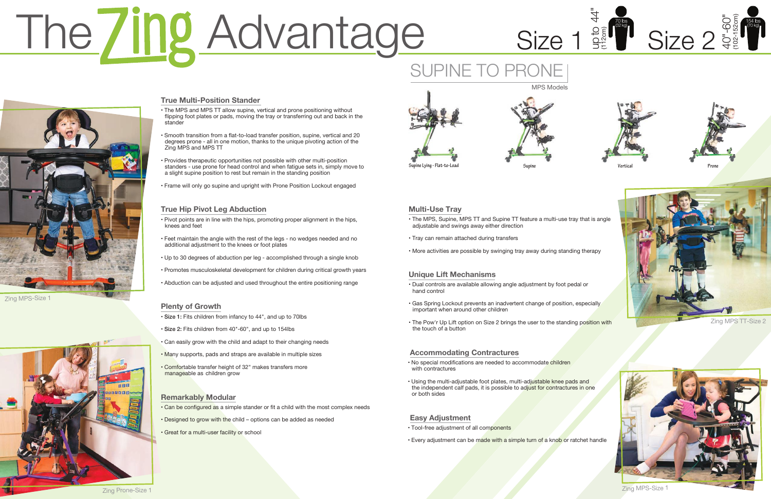# The Zing Advantage

Size 1 up to 44" (112cm) 70 lbs (32 kg)

Size 2 40"-60" (102-152cm) 154 lbs (70 kg)

## SUPINE TO PRONE

MPS Models

Supine Lying - Flat-to-Load

Supine

Vertical

Prone

### True Multi-Position Stander

- The MPS and MPS TT allow supine, vertical and prone positioning without flipping foot plates or pads, moving the tray or transferring out and back in the stander
- Smooth transition from a flat-to-load transfer position, supine, vertical and 20 degrees prone - all in one motion, thanks to the unique pivoting action of the Zing MPS and MPS TT
- Provides therapeutic opportunities not possible with other multi-position standers - use prone for head control and when fatigue sets in, simply move to a slight supine position to rest but remain in the standing position
- Frame will only go supine and upright with Prone Position Lockout engaged

### True Hip Pivot Leg Abduction

- Pivot points are in line with the hips, promoting proper alignment in the hips, knees and feet
- Feet maintain the angle with the rest of the legs - no wedges needed and no additional adjustment to the knees or foot plates
- Up to 30 degrees of abduction per leg - accomplished through a single knob
- Promotes musculoskeletal development for children during critical growth years
- Abduction can be adjusted and used throughout the entire positioning range

### Plenty of Growth

- **Size 1:** Fits children from infancy to 44", and up to 70lbs
- **Size 2:** Fits children from 40"-60", and up to 154lbs
- Can easily grow with the child and adapt to their changing needs
- Many supports, pads and straps are available in multiple sizes
- Comfortable transfer height of 32" makes transfers more manageable as children grow

### Remarkably Modular

- Can be configured as a simple stander or fit a child with the most complex needs
- Designed to grow with the child – options can be added as needed
- Great for a multi-user facility or school

### Multi-Use Tray

- The MPS, Supine, MPS TT and Supine TT feature a multi-use tray that is angle adjustable and swings away either direction
- Tray can remain attached during transfers
- More activities are possible by swinging tray away during standing therapy

### Unique Lift Mechanisms

- Dual controls are available allowing angle adjustment by foot pedal or hand control
- Gas Spring Lockout prevents an inadvertent change of position, especially important when around other children
- The Pow'r Up Lift option on Size 2 brings the user to the standing position with the touch of a button

### Accommodating Contractures

- No special modifications are needed to accommodate children with contractures
- Using the multi-adjustable foot plates, multi-adjustable knee pads and the independent calf pads, it is possible to adjust for contractures in one or both sides

### Easy Adjustment

- Tool-free adjustment of all components
- Every adjustment can be made with a simple turn of a knob or ratchet handle

Zing MPS-Size 1

Zing Prone-Size 1

Zing MPS TT-Size 2

Zing MPS-Size 1